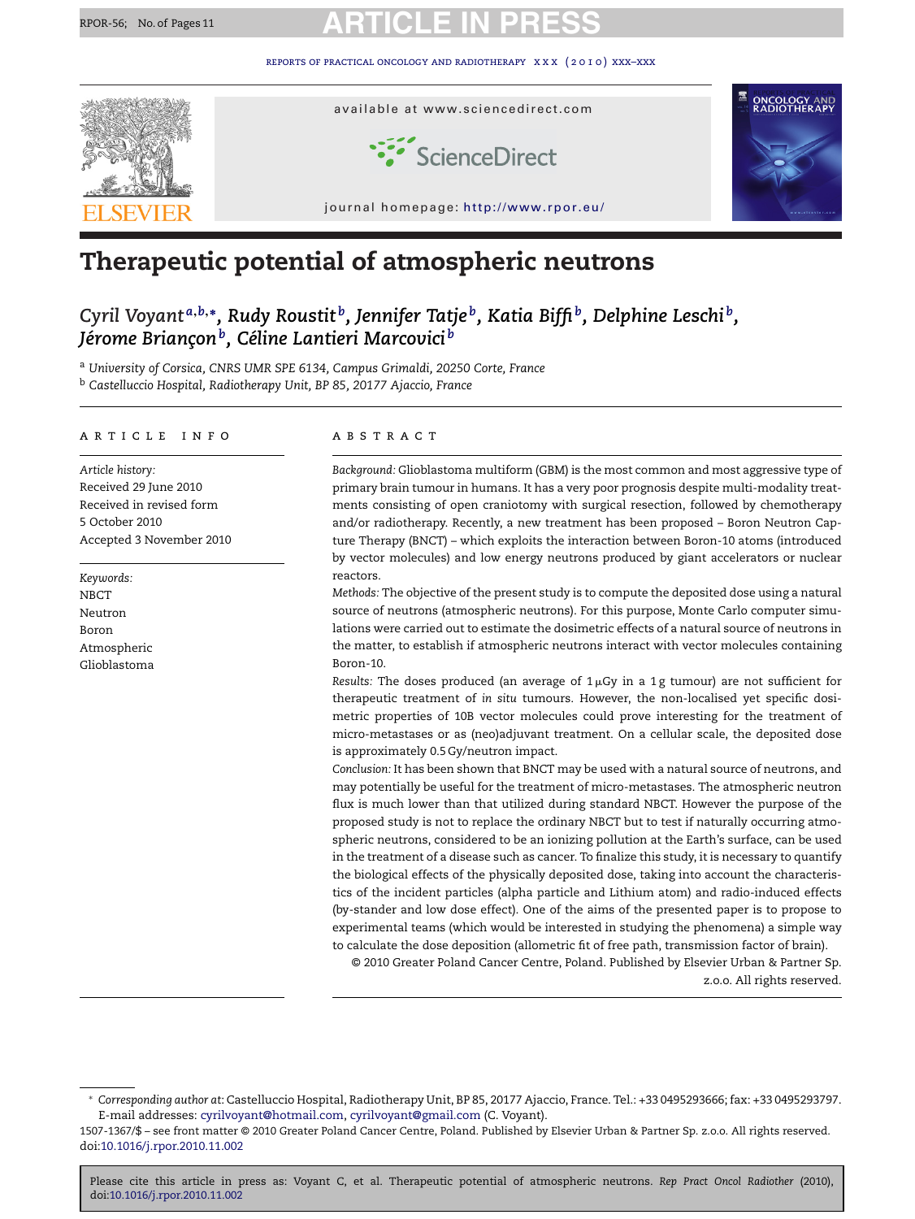# Therapeutic potential of atmospheric neutrons

*Cyril Voyant*[a,b,*], *Rudy Roustit*[b], *Jennifer Tatje*[b], *Katia Biffi*[b], *Delphine Leschi*[b], *Jérome Briançon*[b], *Céline Lantieri Marcovici*[b]

[a] University of Corsica, CNRS UMR SPE 6134, Campus Grimaldi, 20250 Corte, France

[b] Castelluccio Hospital, Radiotherapy Unit, BP 85, 20177 Ajaccio, France

## ARTICLE INFO

*Article history:*
Received 29 June 2010
Received in revised form 5 October 2010
Accepted 3 November 2010

*Keywords:*
NBCT
Neutron
Boron
Atmospheric
Glioblastoma

## ABSTRACT

*Background:* Glioblastoma multiform (GBM) is the most common and most aggressive type of primary brain tumour in humans. It has a very poor prognosis despite multi-modality treatments consisting of open craniotomy with surgical resection, followed by chemotherapy and/or radiotherapy. Recently, a new treatment has been proposed – Boron Neutron Capture Therapy (BNCT) – which exploits the interaction between Boron-10 atoms (introduced by vector molecules) and low energy neutrons produced by giant accelerators or nuclear reactors.

*Methods:* The objective of the present study is to compute the deposited dose using a natural source of neutrons (atmospheric neutrons). For this purpose, Monte Carlo computer simulations were carried out to estimate the dosimetric effects of a natural source of neutrons in the matter, to establish if atmospheric neutrons interact with vector molecules containing Boron-10.

*Results:* The doses produced (an average of 1 μGy in a 1 g tumour) are not sufficient for therapeutic treatment of *in situ* tumours. However, the non-localised yet specific dosimetric properties of 10B vector molecules could prove interesting for the treatment of micro-metastases or as (neo)adjuvant treatment. On a cellular scale, the deposited dose is approximately 0.5 Gy/neutron impact.

*Conclusion:* It has been shown that BNCT may be used with a natural source of neutrons, and may potentially be useful for the treatment of micro-metastases. The atmospheric neutron flux is much lower than that utilized during standard NBCT. However the purpose of the proposed study is not to replace the ordinary NBCT but to test if naturally occurring atmospheric neutrons, considered to be an ionizing pollution at the Earth's surface, can be used in the treatment of a disease such as cancer. To finalize this study, it is necessary to quantify the biological effects of the physically deposited dose, taking into account the characteristics of the incident particles (alpha particle and Lithium atom) and radio-induced effects (by-stander and low dose effect). One of the aims of the presented paper is to propose to experimental teams (which would be interested in studying the phenomena) a simple way to calculate the dose deposition (allometric fit of free path, transmission factor of brain).

© 2010 Greater Poland Cancer Centre, Poland. Published by Elsevier Urban & Partner Sp. z.o.o. All rights reserved.

---

\* *Corresponding author at*: Castelluccio Hospital, Radiotherapy Unit, BP 85, 20177 Ajaccio, France. Tel.: +33 0495293666; fax: +33 0495293797. E-mail addresses: cyrilvoyant@hotmail.com, cyrilvoyant@gmail.com (C. Voyant).

1507-1367/$ – see front matter © 2010 Greater Poland Cancer Centre, Poland. Published by Elsevier Urban & Partner Sp. z.o.o. All rights reserved.
doi:10.1016/j.rpor.2010.11.002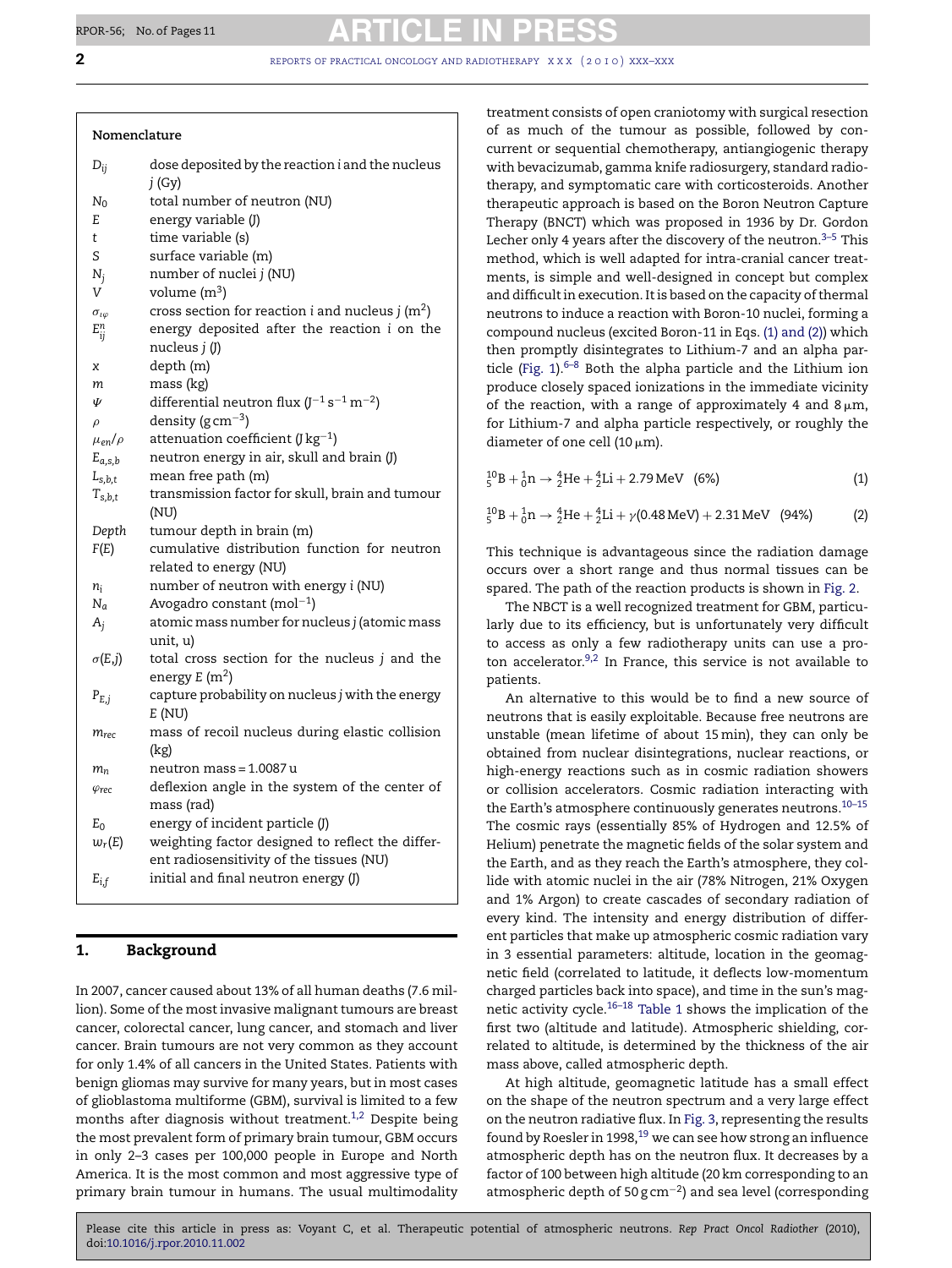## Nomenclature

| | |
|---|---|
| $D_{ij}$ | dose deposited by the reaction $i$ and the nucleus $j$ (Gy) |
| $N_0$ | total number of neutron (NU) |
| $E$ | energy variable (J) |
| $t$ | time variable (s) |
| $S$ | surface variable (m) |
| $N_j$ | number of nuclei $j$ (NU) |
| $V$ | volume ($m^3$) |
| $\sigma_{i\varphi}$ | cross section for reaction $i$ and nucleus $j$ ($m^2$) |
| $E^n_{ij}$ | energy deposited after the reaction $i$ on the nucleus $j$ (J) |
| $x$ | depth (m) |
| $m$ | mass (kg) |
| $\Psi$ | differential neutron flux ($J^{-1}\,s^{-1}\,m^{-2}$) |
| $\rho$ | density ($g\,cm^{-3}$) |
| $\mu_{en}/\rho$ | attenuation coefficient ($J\,kg^{-1}$) |
| $E_{a,s,b}$ | neutron energy in air, skull and brain (J) |
| $L_{s,b,t}$ | mean free path (m) |
| $T_{s,b,t}$ | transmission factor for skull, brain and tumour (NU) |
| $Depth$ | tumour depth in brain (m) |
| $F(E)$ | cumulative distribution function for neutron related to energy (NU) |
| $n_i$ | number of neutron with energy $i$ (NU) |
| $N_a$ | Avogadro constant ($mol^{-1}$) |
| $A_j$ | atomic mass number for nucleus $j$ (atomic mass unit, u) |
| $\sigma(E,j)$ | total cross section for the nucleus $j$ and the energy $E$ ($m^2$) |
| $P_{E,j}$ | capture probability on nucleus $j$ with the energy $E$ (NU) |
| $m_{rec}$ | mass of recoil nucleus during elastic collision (kg) |
| $m_n$ | neutron mass = 1.0087 u |
| $\varphi_{rec}$ | deflexion angle in the system of the center of mass (rad) |
| $E_0$ | energy of incident particle (J) |
| $w_r(E)$ | weighting factor designed to reflect the different radiosensitivity of the tissues (NU) |
| $E_{i,f}$ | initial and final neutron energy (J) |

## 1. Background

In 2007, cancer caused about 13% of all human deaths (7.6 million). Some of the most invasive malignant tumours are breast cancer, colorectal cancer, lung cancer, and stomach and liver cancer. Brain tumours are not very common as they account for only 1.4% of all cancers in the United States. Patients with benign gliomas may survive for many years, but in most cases of glioblastoma multiforme (GBM), survival is limited to a few months after diagnosis without treatment.[1,2] Despite being the most prevalent form of primary brain tumour, GBM occurs in only 2–3 cases per 100,000 people in Europe and North America. It is the most common and most aggressive type of primary brain tumour in humans. The usual multimodality treatment consists of open craniotomy with surgical resection of as much of the tumour as possible, followed by concurrent or sequential chemotherapy, antiangiogenic therapy with bevacizumab, gamma knife radiosurgery, standard radiotherapy, and symptomatic care with corticosteroids. Another therapeutic approach is based on the Boron Neutron Capture Therapy (BNCT) which was proposed in 1936 by Dr. Gordon Lecher only 4 years after the discovery of the neutron.[3–5] This method, which is well adapted for intra-cranial cancer treatments, is simple and well-designed in concept but complex and difficult in execution. It is based on the capacity of thermal neutrons to induce a reaction with Boron-10 nuclei, forming a compound nucleus (excited Boron-11 in Eqs. (1) and (2)) which then promptly disintegrates to Lithium-7 and an alpha particle (Fig. 1).[6–8] Both the alpha particle and the Lithium ion produce closely spaced ionizations in the immediate vicinity of the reaction, with a range of approximately 4 and 8 μm, for Lithium-7 and alpha particle respectively, or roughly the diameter of one cell (10 μm).

$$ {}^{10}_{5}\mathrm{B} + {}^{1}_{0}\mathrm{n} \rightarrow {}^{4}_{2}\mathrm{He} + {}^{4}_{2}\mathrm{Li} + 2.79\,\mathrm{MeV} \quad (6\%) \tag{1}$$

$$ {}^{10}_{5}\mathrm{B} + {}^{1}_{0}\mathrm{n} \rightarrow {}^{4}_{2}\mathrm{He} + {}^{4}_{2}\mathrm{Li} + \gamma(0.48\,\mathrm{MeV}) + 2.31\,\mathrm{MeV} \quad (94\%) \tag{2}$$

This technique is advantageous since the radiation damage occurs over a short range and thus normal tissues can be spared. The path of the reaction products is shown in Fig. 2.

The NBCT is a well recognized treatment for GBM, particularly due to its efficiency, but is unfortunately very difficult to access as only a few radiotherapy units can use a proton accelerator.[9,2] In France, this service is not available to patients.

An alternative to this would be to find a new source of neutrons that is easily exploitable. Because free neutrons are unstable (mean lifetime of about 15 min), they can only be obtained from nuclear disintegrations, nuclear reactions, or high-energy reactions such as in cosmic radiation showers or collision accelerators. Cosmic radiation interacting with the Earth's atmosphere continuously generates neutrons.[10–15] The cosmic rays (essentially 85% of Hydrogen and 12.5% of Helium) penetrate the magnetic fields of the solar system and the Earth, and as they reach the Earth's atmosphere, they collide with atomic nuclei in the air (78% Nitrogen, 21% Oxygen and 1% Argon) to create cascades of secondary radiation of every kind. The intensity and energy distribution of different particles that make up atmospheric cosmic radiation vary in 3 essential parameters: altitude, location in the geomagnetic field (correlated to latitude, it deflects low-momentum charged particles back into space), and time in the sun's magnetic activity cycle.[16–18] Table 1 shows the implication of the first two (altitude and latitude). Atmospheric shielding, correlated to altitude, is determined by the thickness of the air mass above, called atmospheric depth.

At high altitude, geomagnetic latitude has a small effect on the shape of the neutron spectrum and a very large effect on the neutron radiative flux. In Fig. 3, representing the results found by Roesler in 1998,[19] we can see how strong an influence atmospheric depth has on the neutron flux. It decreases by a factor of 100 between high altitude (20 km corresponding to an atmospheric depth of 50 g cm$^{-2}$) and sea level (corresponding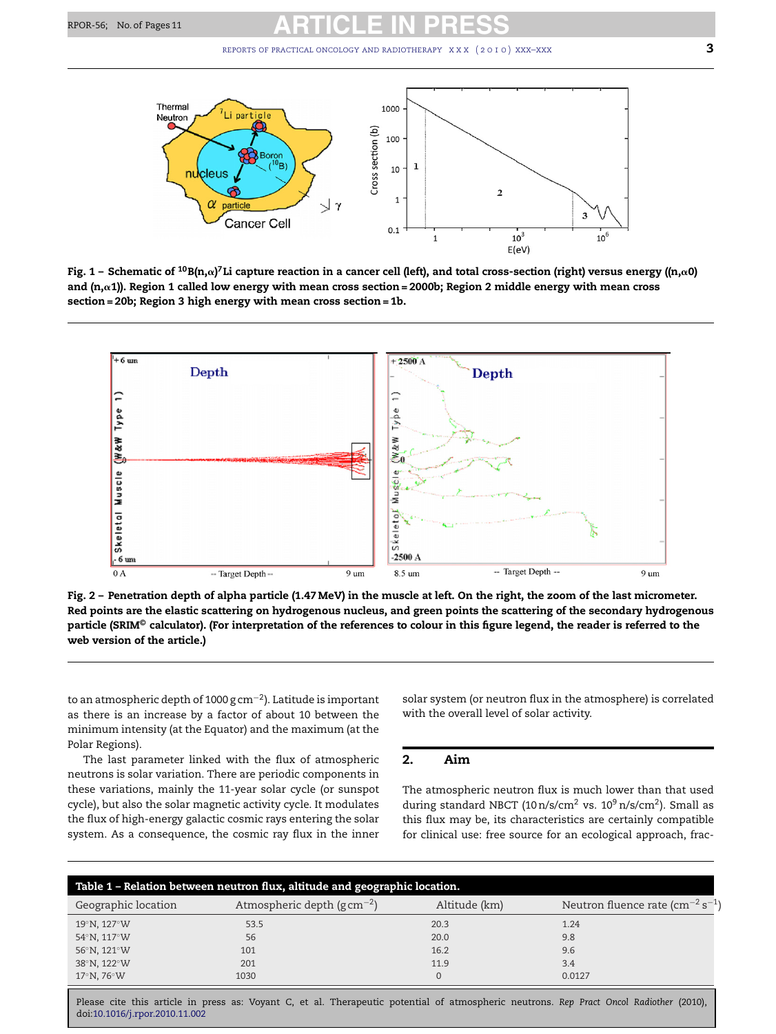**Fig. 1 – Schematic of $^{10}B(n,\alpha)^{7}Li$ capture reaction in a cancer cell (left), and total cross-section (right) versus energy ($(n,\alpha 0)$ and $(n,\alpha 1)$). Region 1 called low energy with mean cross section = 2000b; Region 2 middle energy with mean cross section = 20b; Region 3 high energy with mean cross section = 1b.**

**Fig. 2 – Penetration depth of alpha particle (1.47 MeV) in the muscle at left. On the right, the zoom of the last micrometer. Red points are the elastic scattering on hydrogenous nucleus, and green points the scattering of the secondary hydrogenous particle (SRIM© calculator). (For interpretation of the references to colour in this figure legend, the reader is referred to the web version of the article.)**

to an atmospheric depth of 1000 g cm$^{-2}$). Latitude is important as there is an increase by a factor of about 10 between the minimum intensity (at the Equator) and the maximum (at the Polar Regions).

The last parameter linked with the flux of atmospheric neutrons is solar variation. There are periodic components in these variations, mainly the 11-year solar cycle (or sunspot cycle), but also the solar magnetic activity cycle. It modulates the flux of high-energy galactic cosmic rays entering the solar system. As a consequence, the cosmic ray flux in the inner solar system (or neutron flux in the atmosphere) is correlated with the overall level of solar activity.

## 2. Aim

The atmospheric neutron flux is much lower than that used during standard NBCT (10 n/s/cm$^2$ vs. $10^9$ n/s/cm$^2$). Small as this flux may be, its characteristics are certainly compatible for clinical use: free source for an ecological approach, frac-

**Table 1 – Relation between neutron flux, altitude and geographic location.**

| Geographic location | Atmospheric depth (g cm$^{-2}$) | Altitude (km) | Neutron fluence rate (cm$^{-2}$ s$^{-1}$) |
|---|---|---|---|
| 19°N, 127°W | 53.5 | 20.3 | 1.24 |
| 54°N, 117°W | 56 | 20.0 | 9.8 |
| 56°N, 121°W | 101 | 16.2 | 9.6 |
| 38°N, 122°W | 201 | 11.9 | 3.4 |
| 17°N, 76°W | 1030 | 0 | 0.0127 |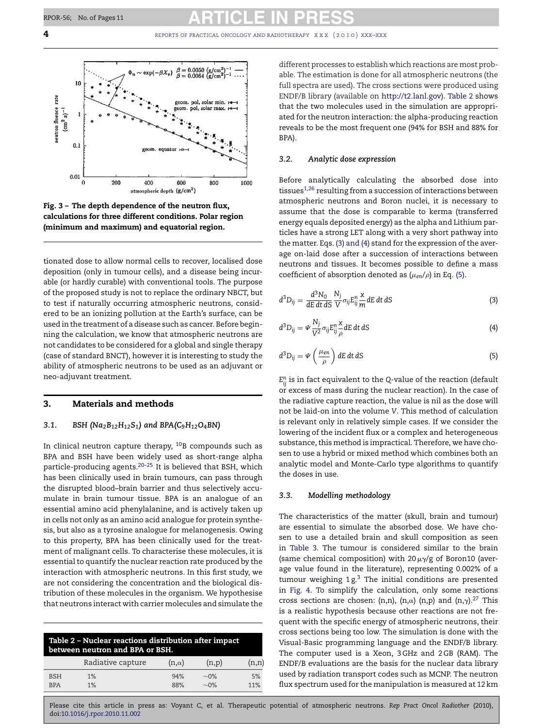Fig. 3 – The depth dependence of the neutron flux, calculations for three different conditions. Polar region (minimum and maximum) and equatorial region.

tionated dose to allow normal cells to recover, localised dose deposition (only in tumour cells), and a disease being incurable (or hardly curable) with conventional tools. The purpose of the proposed study is not to replace the ordinary NBCT, but to test if naturally occurring atmospheric neutrons, considered to be an ionizing pollution at the Earth's surface, can be used in the treatment of a disease such as cancer. Before beginning the calculation, we know that atmospheric neutrons are not candidates to be considered for a global and single therapy (case of standard BNCT), however it is interesting to study the ability of atmospheric neutrons to be used as an adjuvant or neo-adjuvant treatment.

## 3. Materials and methods

### 3.1. BSH ($Na_2B_{12}H_{12}S_1$) and BPA($C_9H_{12}O_4BN$)

In clinical neutron capture therapy, $^{10}B$ compounds such as BPA and BSH have been widely used as short-range alpha particle-producing agents.[20–25] It is believed that BSH, which has been clinically used in brain tumours, can pass through the disrupted blood–brain barrier and thus selectively accumulate in brain tumour tissue. BPA is an analogue of an essential amino acid phenylalanine, and is actively taken up in cells not only as an amino acid analogue for protein synthesis, but also as a tyrosine analogue for melanogenesis. Owing to this property, BPA has been clinically used for the treatment of malignant cells. To characterise these molecules, it is essential to quantify the nuclear reaction rate produced by the interaction with atmospheric neutrons. In this first study, we are not considering the concentration and the biological distribution of these molecules in the organism. We hypothesise that neutrons interact with carrier molecules and simulate the different processes to establish which reactions are most probable. The estimation is done for all atmospheric neutrons (the full spectra are used). The cross sections were produced using ENDF/B library (available on http://t2.lanl.gov). Table 2 shows that the two molecules used in the simulation are appropriated for the neutron interaction: the alpha-producing reaction reveals to be the most frequent one (94% for BSH and 88% for BPA).

**Table 2 – Nuclear reactions distribution after impact between neutron and BPA or BSH.**

| | Radiative capture | (n,α) | (n,p) | (n,n) |
|---|---|---|---|---|
| BSH | 1% | 94% | ~0% | 5% |
| BPA | 1% | 88% | ~0% | 11% |

### 3.2. Analytic dose expression

Before analytically calculating the absorbed dose into tissues[1,26] resulting from a succession of interactions between atmospheric neutrons and Boron nuclei, it is necessary to assume that the dose is comparable to kerma (transferred energy equals deposited energy) as the alpha and Lithium particles have a strong LET along with a very short pathway into the matter. Eqs. (3) and (4) stand for the expression of the average on-laid dose after a succession of interactions between neutrons and tissues. It becomes possible to define a mass coefficient of absorption denoted as ($\mu_{en}/\rho$) in Eq. (5).

$$d^3D_{ij} = \frac{d^3N_0}{dE\,dt\,dS}\frac{N_j}{V}\sigma_{ij}E_{ij}^{n}\frac{x}{m}dE\,dt\,dS \tag{3}$$

$$d^3D_{ij} = \Psi\frac{N_j}{V^2}\sigma_{ij}E_{ij}^{n}\frac{x}{\rho}dE\,dt\,dS \tag{4}$$

$$d^3D_{ij} = \Psi\left(\frac{\mu_{en}}{\rho}\right)dE\,dt\,dS \tag{5}$$

$E_{ij}^{n}$ is in fact equivalent to the Q-value of the reaction (default or excess of mass during the nuclear reaction). In the case of the radiative capture reaction, the value is nil as the dose will not be laid-on into the volume V. This method of calculation is relevant only in relatively simple cases. If we consider the lowering of the incident flux or a complex and heterogeneous substance, this method is impractical. Therefore, we have chosen to use a hybrid or mixed method which combines both an analytic model and Monte-Carlo type algorithms to quantify the doses in use.

### 3.3. Modelling methodology

The characteristics of the matter (skull, brain and tumour) are essential to simulate the absorbed dose. We have chosen to use a detailed brain and skull composition as seen in Table 3. The tumour is considered similar to the brain (same chemical composition) with 20 μγ/g of Boron10 (average value found in the literature), representing 0.002% of a tumour weighing 1 g.[3] The initial conditions are presented in Fig. 4. To simplify the calculation, only some reactions cross sections are chosen: (n,n), (n,α) (n,p) and (n,γ).[27] This is a realistic hypothesis because other reactions are not frequent with the specific energy of atmospheric neutrons, their cross sections being too low. The simulation is done with the Visual-Basic programming language and the ENDF/B library. The computer used is a Xeon, 3 GHz and 2 GB (RAM). The ENDF/B evaluations are the basis for the nuclear data library used by radiation transport codes such as MCNP. The neutron flux spectrum used for the manipulation is measured at 12 km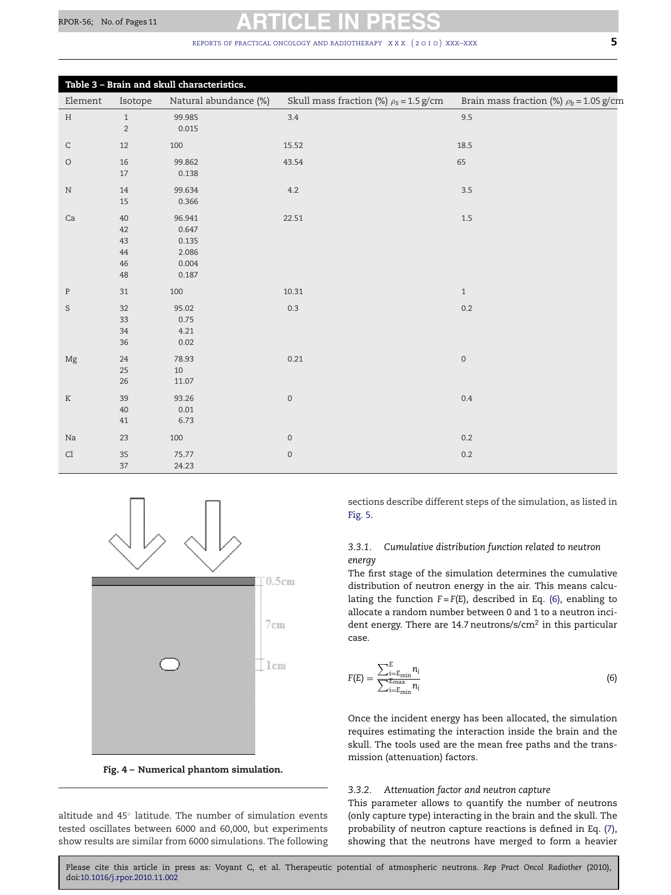**Table 3 – Brain and skull characteristics.**

| Element | Isotope | Natural abundance (%) | Skull mass fraction (%) $\rho_s = 1.5$ g/cm | Brain mass fraction (%) $\rho_b = 1.05$ g/cm |
|---|---|---|---|---|
| H | 1 | 99.985 | 3.4 | 9.5 |
| | 2 | 0.015 | | |
| C | 12 | 100 | 15.52 | 18.5 |
| O | 16 | 99.862 | 43.54 | 65 |
| | 17 | 0.138 | | |
| N | 14 | 99.634 | 4.2 | 3.5 |
| | 15 | 0.366 | | |
| Ca | 40 | 96.941 | 22.51 | 1.5 |
| | 42 | 0.647 | | |
| | 43 | 0.135 | | |
| | 44 | 2.086 | | |
| | 46 | 0.004 | | |
| | 48 | 0.187 | | |
| P | 31 | 100 | 10.31 | 1 |
| S | 32 | 95.02 | 0.3 | 0.2 |
| | 33 | 0.75 | | |
| | 34 | 4.21 | | |
| | 36 | 0.02 | | |
| Mg | 24 | 78.93 | 0.21 | 0 |
| | 25 | 10 | | |
| | 26 | 11.07 | | |
| K | 39 | 93.26 | 0 | 0.4 |
| | 40 | 0.01 | | |
| | 41 | 6.73 | | |
| Na | 23 | 100 | 0 | 0.2 |
| Cl | 35 | 75.77 | 0 | 0.2 |
| | 37 | 24.23 | | |

**Fig. 4 – Numerical phantom simulation.**

altitude and 45° latitude. The number of simulation events tested oscillates between 6000 and 60,000, but experiments show results are similar from 6000 simulations. The following sections describe different steps of the simulation, as listed in Fig. 5.

### 3.3.1. *Cumulative distribution function related to neutron energy*

The first stage of the simulation determines the cumulative distribution of neutron energy in the air. This means calculating the function $F = F(E)$, described in Eq. (6), enabling to allocate a random number between 0 and 1 to a neutron incident energy. There are 14.7 neutrons/s/cm$^2$ in this particular case.

$$F(E) = \frac{\sum_{i=E_{\min}}^{E} n_i}{\sum_{i=E_{\min}}^{E_{\max}} n_i} \tag{6}$$

Once the incident energy has been allocated, the simulation requires estimating the interaction inside the brain and the skull. The tools used are the mean free paths and the transmission (attenuation) factors.

### 3.3.2. *Attenuation factor and neutron capture*

This parameter allows to quantify the number of neutrons (only capture type) interacting in the brain and the skull. The probability of neutron capture reactions is defined in Eq. (7), showing that the neutrons have merged to form a heavier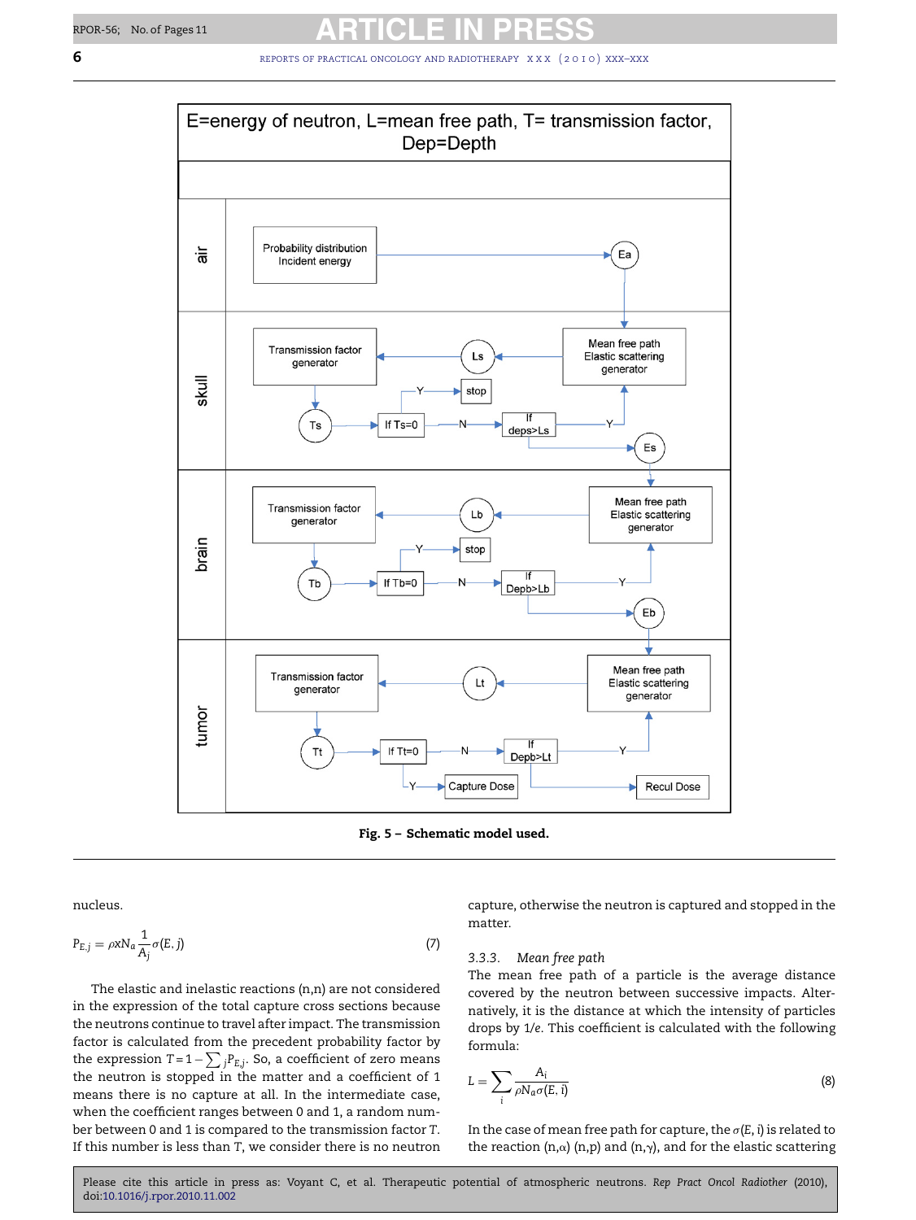Fig. 5 – Schematic model used.

nucleus.

$$P_{E,j} = \rho x N_a \frac{1}{A_j} \sigma(E, j) \quad (7)$$

The elastic and inelastic reactions (n,n) are not considered in the expression of the total capture cross sections because the neutrons continue to travel after impact. The transmission factor is calculated from the precedent probability factor by the expression $T = 1 - \sum_j P_{E,j}$. So, a coefficient of zero means the neutron is stopped in the matter and a coefficient of 1 means there is no capture at all. In the intermediate case, when the coefficient ranges between 0 and 1, a random number between 0 and 1 is compared to the transmission factor T. If this number is less than T, we consider there is no neutron capture, otherwise the neutron is captured and stopped in the matter.

### 3.3.3. *Mean free path*

The mean free path of a particle is the average distance covered by the neutron between successive impacts. Alternatively, it is the distance at which the intensity of particles drops by 1/*e*. This coefficient is calculated with the following formula:

$$L = \sum_i \frac{A_i}{\rho N_a \sigma(E, i)} \quad (8)$$

In the case of mean free path for capture, the $\sigma(E, i)$ is related to the reaction (n,α) (n,p) and (n,γ), and for the elastic scattering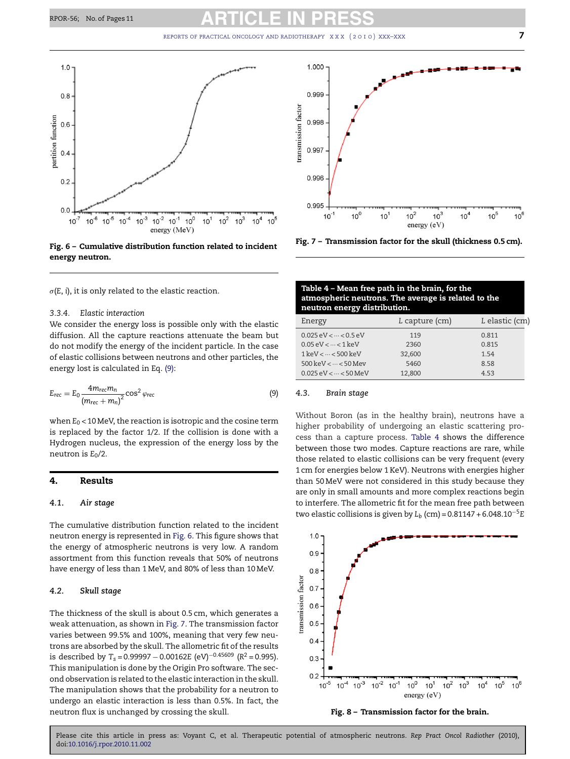Fig. 6 – Cumulative distribution function related to incident energy neutron.

$\sigma(E, i)$, it is only related to the elastic reaction.

### 3.3.4. Elastic interaction

We consider the energy loss is possible only with the elastic diffusion. All the capture reactions attenuate the beam but do not modify the energy of the incident particle. In the case of elastic collisions between neutrons and other particles, the energy lost is calculated in Eq. (9):

$$E_{rec} = E_0 \frac{4m_{rec}m_n}{(m_{rec}+m_n)^2} \cos^2 \varphi_{rec} \tag{9}$$

when $E_0 < 10$ MeV, the reaction is isotropic and the cosine term is replaced by the factor 1/2. If the collision is done with a Hydrogen nucleus, the expression of the energy loss by the neutron is $E_0/2$.

## 4. Results

### 4.1. Air stage

The cumulative distribution function related to the incident neutron energy is represented in Fig. 6. This figure shows that the energy of atmospheric neutrons is very low. A random assortment from this function reveals that 50% of neutrons have energy of less than 1 MeV, and 80% of less than 10 MeV.

### 4.2. Skull stage

The thickness of the skull is about 0.5 cm, which generates a weak attenuation, as shown in Fig. 7. The transmission factor varies between 99.5% and 100%, meaning that very few neutrons are absorbed by the skull. The allometric fit of the results is described by $T_s = 0.99997 - 0.00162E\ (\text{eV})^{-0.45609}$ ($R^2 = 0.995$). This manipulation is done by the Origin Pro software. The second observation is related to the elastic interaction in the skull. The manipulation shows that the probability for a neutron to undergo an elastic interaction is less than 0.5%. In fact, the neutron flux is unchanged by crossing the skull.

Fig. 7 – Transmission factor for the skull (thickness 0.5 cm).

**Table 4 – Mean free path in the brain, for the atmospheric neutrons. The average is related to the neutron energy distribution.**

| Energy | L capture (cm) | L elastic (cm) |
|---|---|---|
| 0.025 eV < ··· < 0.5 eV | 119 | 0.811 |
| 0.05 eV < ··· < 1 keV | 2360 | 0.815 |
| 1 keV < ··· < 500 keV | 32,600 | 1.54 |
| 500 keV < ··· < 50 Mev | 5460 | 8.58 |
| 0.025 eV < ··· < 50 MeV | 12,800 | 4.53 |

### 4.3. Brain stage

Without Boron (as in the healthy brain), neutrons have a higher probability of undergoing an elastic scattering process than a capture process. Table 4 shows the difference between those two modes. Capture reactions are rare, while those related to elastic collisions can be very frequent (every 1 cm for energies below 1 KeV). Neutrons with energies higher than 50 MeV were not considered in this study because they are only in small amounts and more complex reactions begin to interfere. The allometric fit for the mean free path between two elastic collisions is given by $L_b\ (\text{cm}) = 0.81147 + 6.048.10^{-5}E$

Fig. 8 – Transmission factor for the brain.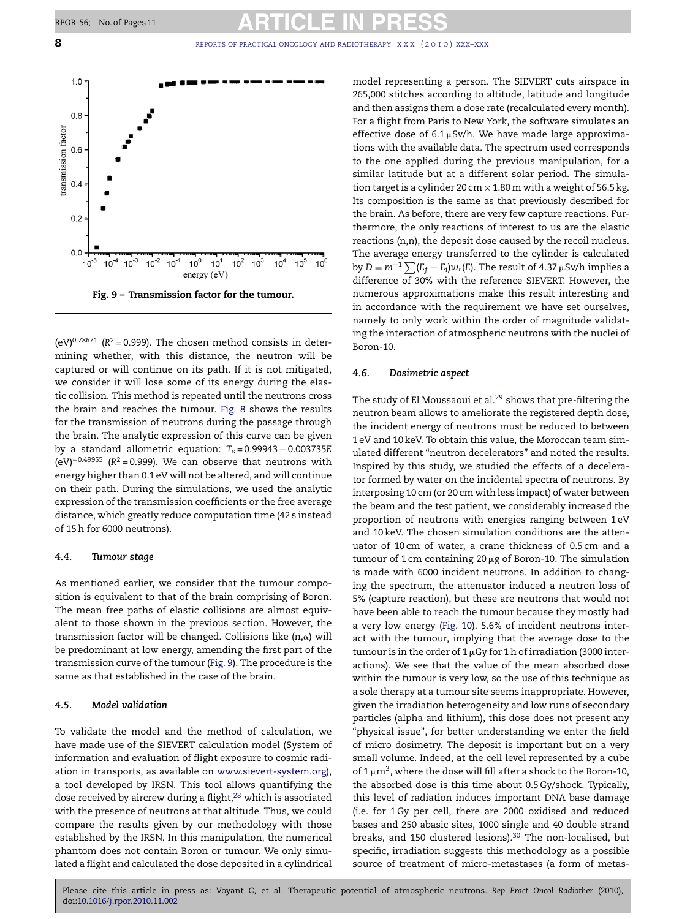Fig. 9 – Transmission factor for the tumour.

(eV)$^{0.78671}$ ($R^2$ = 0.999). The chosen method consists in determining whether, with this distance, the neutron will be captured or will continue on its path. If it is not mitigated, we consider it will lose some of its energy during the elastic collision. This method is repeated until the neutrons cross the brain and reaches the tumour. Fig. 8 shows the results for the transmission of neutrons during the passage through the brain. The analytic expression of this curve can be given by a standard allometric equation: $T_s = 0.99943 - 0.003735E$ (eV)$^{-0.49955}$ ($R^2$ = 0.999). We can observe that neutrons with energy higher than 0.1 eV will not be altered, and will continue on their path. During the simulations, we used the analytic expression of the transmission coefficients or the free average distance, which greatly reduce computation time (42 s instead of 15 h for 6000 neutrons).

### 4.4. Tumour stage

As mentioned earlier, we consider that the tumour composition is equivalent to that of the brain comprising of Boron. The mean free paths of elastic collisions are almost equivalent to those shown in the previous section. However, the transmission factor will be changed. Collisions like (n,α) will be predominant at low energy, amending the first part of the transmission curve of the tumour (Fig. 9). The procedure is the same as that established in the case of the brain.

### 4.5. Model validation

To validate the model and the method of calculation, we have made use of the SIEVERT calculation model (System of information and evaluation of flight exposure to cosmic radiation in transports, as available on www.sievert-system.org), a tool developed by IRSN. This tool allows quantifying the dose received by aircrew during a flight,[28] which is associated with the presence of neutrons at that altitude. Thus, we could compare the results given by our methodology with those established by the IRSN. In this manipulation, the numerical phantom does not contain Boron or tumour. We only simulated a flight and calculated the dose deposited in a cylindrical model representing a person. The SIEVERT cuts airspace in 265,000 stitches according to altitude, latitude and longitude and then assigns them a dose rate (recalculated every month). For a flight from Paris to New York, the software simulates an effective dose of 6.1 μSv/h. We have made large approximations with the available data. The spectrum used corresponds to the one applied during the previous manipulation, for a similar latitude but at a different solar period. The simulation target is a cylinder 20 cm × 1.80 m with a weight of 56.5 kg. Its composition is the same as that previously described for the brain. As before, there are very few capture reactions. Furthermore, the only reactions of interest to us are the elastic reactions (n,n), the deposit dose caused by the recoil nucleus. The average energy transferred to the cylinder is calculated by $\bar{D} = m^{-1}\sum(E_f - E_i)w_r(E)$. The result of 4.37 μSv/h implies a difference of 30% with the reference SIEVERT. However, the numerous approximations make this result interesting and in accordance with the requirement we have set ourselves, namely to only work within the order of magnitude validating the interaction of atmospheric neutrons with the nuclei of Boron-10.

### 4.6. Dosimetric aspect

The study of El Moussaoui et al.[29] shows that pre-filtering the neutron beam allows to ameliorate the registered depth dose, the incident energy of neutrons must be reduced to between 1 eV and 10 keV. To obtain this value, the Moroccan team simulated different "neutron decelerators" and noted the results. Inspired by this study, we studied the effects of a decelerator formed by water on the incidental spectra of neutrons. By interposing 10 cm (or 20 cm with less impact) of water between the beam and the test patient, we considerably increased the proportion of neutrons with energies ranging between 1 eV and 10 keV. The chosen simulation conditions are the attenuator of 10 cm of water, a crane thickness of 0.5 cm and a tumour of 1 cm containing 20 μg of Boron-10. The simulation is made with 6000 incident neutrons. In addition to changing the spectrum, the attenuator induced a neutron loss of 5% (capture reaction), but these are neutrons that would not have been able to reach the tumour because they mostly had a very low energy (Fig. 10). 5.6% of incident neutrons interact with the tumour, implying that the average dose to the tumour is in the order of 1 μGy for 1 h of irradiation (3000 interactions). We see that the value of the mean absorbed dose within the tumour is very low, so the use of this technique as a sole therapy at a tumour site seems inappropriate. However, given the irradiation heterogeneity and low runs of secondary particles (alpha and lithium), this dose does not present any "physical issue", for better understanding we enter the field of micro dosimetry. The deposit is important but on a very small volume. Indeed, at the cell level represented by a cube of 1 μm$^3$, where the dose will fill after a shock to the Boron-10, the absorbed dose is this time about 0.5 Gy/shock. Typically, this level of radiation induces important DNA base damage (i.e. for 1 Gy per cell, there are 2000 oxidised and reduced bases and 250 abasic sites, 1000 single and 40 double strand breaks, and 150 clustered lesions).[30] The non-localised, but specific, irradiation suggests this methodology as a possible source of treatment of micro-metastases (a form of metas-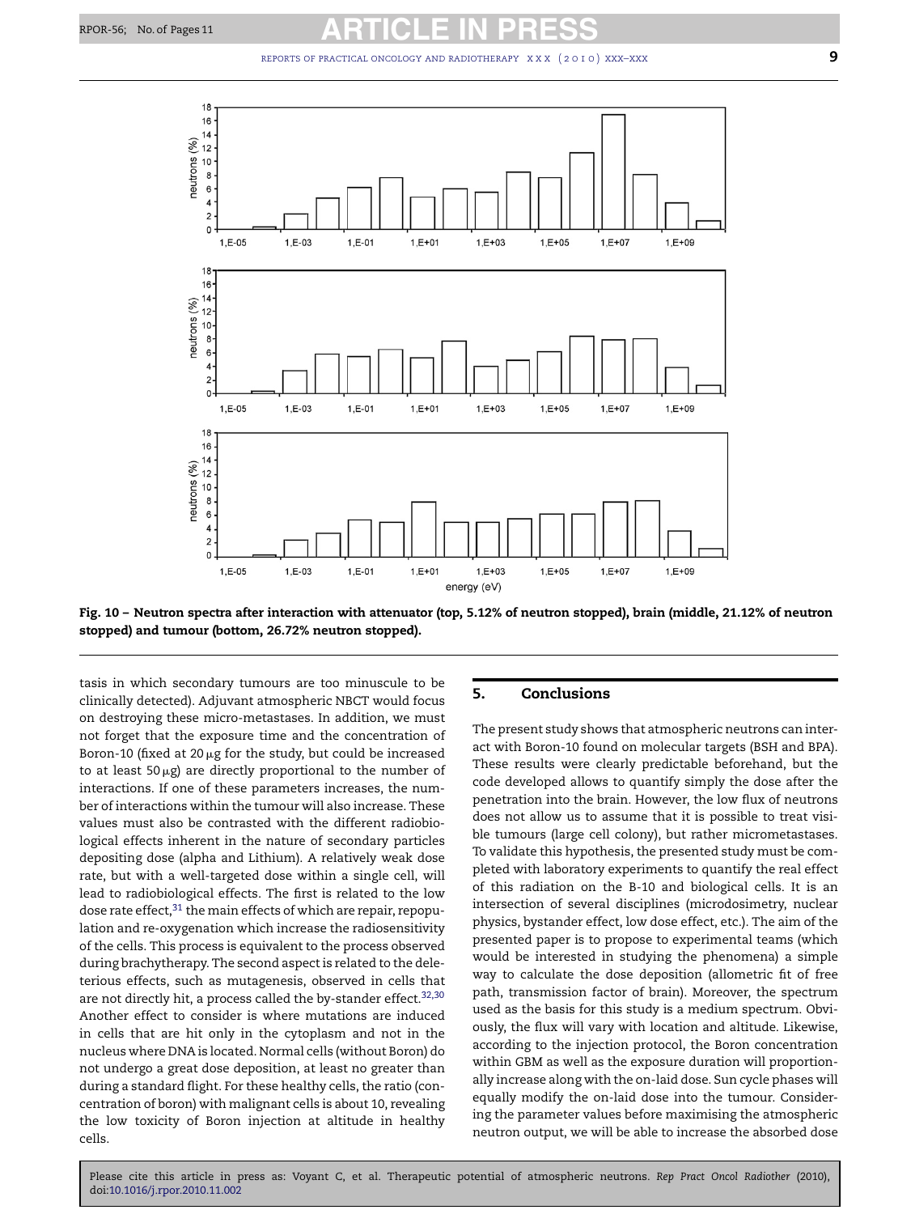Fig. 10 – Neutron spectra after interaction with attenuator (top, 5.12% of neutron stopped), brain (middle, 21.12% of neutron stopped) and tumour (bottom, 26.72% neutron stopped).

tasis in which secondary tumours are too minuscule to be clinically detected). Adjuvant atmospheric NBCT would focus on destroying these micro-metastases. In addition, we must not forget that the exposure time and the concentration of Boron-10 (fixed at 20 μg for the study, but could be increased to at least 50 μg) are directly proportional to the number of interactions. If one of these parameters increases, the number of interactions within the tumour will also increase. These values must also be contrasted with the different radiobiological effects inherent in the nature of secondary particles depositing dose (alpha and Lithium). A relatively weak dose rate, but with a well-targeted dose within a single cell, will lead to radiobiological effects. The first is related to the low dose rate effect,[31] the main effects of which are repair, repopulation and re-oxygenation which increase the radiosensitivity of the cells. This process is equivalent to the process observed during brachytherapy. The second aspect is related to the deleterious effects, such as mutagenesis, observed in cells that are not directly hit, a process called the by-stander effect.[32,30] Another effect to consider is where mutations are induced in cells that are hit only in the cytoplasm and not in the nucleus where DNA is located. Normal cells (without Boron) do not undergo a great dose deposition, at least no greater than during a standard flight. For these healthy cells, the ratio (concentration of boron) with malignant cells is about 10, revealing the low toxicity of Boron injection at altitude in healthy cells.

## 5. Conclusions

The present study shows that atmospheric neutrons can interact with Boron-10 found on molecular targets (BSH and BPA). These results were clearly predictable beforehand, but the code developed allows to quantify simply the dose after the penetration into the brain. However, the low flux of neutrons does not allow us to assume that it is possible to treat visible tumours (large cell colony), but rather micrometastases. To validate this hypothesis, the presented study must be completed with laboratory experiments to quantify the real effect of this radiation on the B-10 and biological cells. It is an intersection of several disciplines (microdosimetry, nuclear physics, bystander effect, low dose effect, etc.). The aim of the presented paper is to propose to experimental teams (which would be interested in studying the phenomena) a simple way to calculate the dose deposition (allometric fit of free path, transmission factor of brain). Moreover, the spectrum used as the basis for this study is a medium spectrum. Obviously, the flux will vary with location and altitude. Likewise, according to the injection protocol, the Boron concentration within GBM as well as the exposure duration will proportionally increase along with the on-laid dose. Sun cycle phases will equally modify the on-laid dose into the tumour. Considering the parameter values before maximising the atmospheric neutron output, we will be able to increase the absorbed dose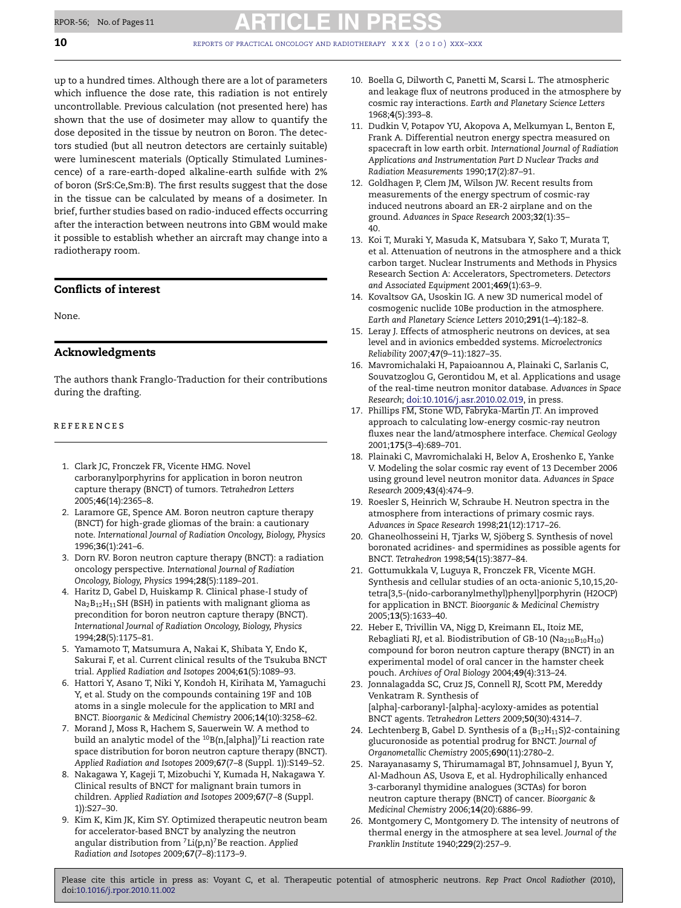up to a hundred times. Although there are a lot of parameters which influence the dose rate, this radiation is not entirely uncontrollable. Previous calculation (not presented here) has shown that the use of dosimeter may allow to quantify the dose deposited in the tissue by neutron on Boron. The detectors studied (but all neutron detectors are certainly suitable) were luminescent materials (Optically Stimulated Luminescence) of a rare-earth-doped alkaline-earth sulfide with 2% of boron (SrS:Ce,Sm:B). The first results suggest that the dose in the tissue can be calculated by means of a dosimeter. In brief, further studies based on radio-induced effects occurring after the interaction between neutrons into GBM would make it possible to establish whether an aircraft may change into a radiotherapy room.

## Conflicts of interest

None.

## Acknowledgments

The authors thank Franglo-Traduction for their contributions during the drafting.

## REFERENCES

1. Clark JC, Fronczek FR, Vicente HMG. Novel carboranylporphyrins for application in boron neutron capture therapy (BNCT) of tumors. *Tetrahedron Letters* 2005;**46**(14):2365–8.
2. Laramore GE, Spence AM. Boron neutron capture therapy (BNCT) for high-grade gliomas of the brain: a cautionary note. *International Journal of Radiation Oncology, Biology, Physics* 1996;**36**(1):241–6.
3. Dorn RV. Boron neutron capture therapy (BNCT): a radiation oncology perspective. *International Journal of Radiation Oncology, Biology, Physics* 1994;**28**(5):1189–201.
4. Haritz D, Gabel D, Huiskamp R. Clinical phase-I study of $Na_2B_{12}H_{11}SH$ (BSH) in patients with malignant glioma as precondition for boron neutron capture therapy (BNCT). *International Journal of Radiation Oncology, Biology, Physics* 1994;**28**(5):1175–81.
5. Yamamoto T, Matsumura A, Nakai K, Shibata Y, Endo K, Sakurai F, et al. Current clinical results of the Tsukuba BNCT trial. *Applied Radiation and Isotopes* 2004;**61**(5):1089–93.
6. Hattori Y, Asano T, Niki Y, Kondoh H, Kirihata M, Yamaguchi Y, et al. Study on the compounds containing 19F and 10B atoms in a single molecule for the application to MRI and BNCT. *Bioorganic & Medicinal Chemistry* 2006;**14**(10):3258–62.
7. Morand J, Moss R, Hachem S, Sauerwein W. A method to build an analytic model of the $^{10}B(n,[alpha])^{7}Li$ reaction rate space distribution for boron neutron capture therapy (BNCT). *Applied Radiation and Isotopes* 2009;**67**(7–8 (Suppl. 1)):S149–52.
8. Nakagawa Y, Kageji T, Mizobuchi Y, Kumada H, Nakagawa Y. Clinical results of BNCT for malignant brain tumors in children. *Applied Radiation and Isotopes* 2009;**67**(7–8 (Suppl. 1)):S27–30.
9. Kim K, Kim JK, Kim SY. Optimized therapeutic neutron beam for accelerator-based BNCT by analyzing the neutron angular distribution from $^{7}Li(p,n)^{7}Be$ reaction. *Applied Radiation and Isotopes* 2009;**67**(7–8):1173–9.
10. Boella G, Dilworth C, Panetti M, Scarsi L. The atmospheric and leakage flux of neutrons produced in the atmosphere by cosmic ray interactions. *Earth and Planetary Science Letters* 1968;**4**(5):393–8.
11. Dudkin V, Potapov YU, Akopova A, Melkumyan L, Benton E, Frank A. Differential neutron energy spectra measured on spacecraft in low earth orbit. *International Journal of Radiation Applications and Instrumentation Part D Nuclear Tracks and Radiation Measurements* 1990;**17**(2):87–91.
12. Goldhagen P, Clem JM, Wilson JW. Recent results from measurements of the energy spectrum of cosmic-ray induced neutrons aboard an ER-2 airplane and on the ground. *Advances in Space Research* 2003;**32**(1):35–40.
13. Koi T, Muraki Y, Masuda K, Matsubara Y, Sako T, Murata T, et al. Attenuation of neutrons in the atmosphere and a thick carbon target. Nuclear Instruments and Methods in Physics Research Section A: Accelerators, Spectrometers. *Detectors and Associated Equipment* 2001;**469**(1):63–9.
14. Kovaltsov GA, Usoskin IG. A new 3D numerical model of cosmogenic nuclide 10Be production in the atmosphere. *Earth and Planetary Science Letters* 2010;**291**(1–4):182–8.
15. Leray J. Effects of atmospheric neutrons on devices, at sea level and in avionics embedded systems. *Microelectronics Reliability* 2007;**47**(9–11):1827–35.
16. Mavromichalaki H, Papaioannou A, Plainaki C, Sarlanis C, Souvatzoglou G, Gerontidou M, et al. Applications and usage of the real-time neutron monitor database. *Advances in Space Research*; doi:10.1016/j.asr.2010.02.019, in press.
17. Phillips FM, Stone WD, Fabryka-Martin JT. An improved approach to calculating low-energy cosmic-ray neutron fluxes near the land/atmosphere interface. *Chemical Geology* 2001;**175**(3–4):689–701.
18. Plainaki C, Mavromichalaki H, Belov A, Eroshenko E, Yanke V. Modeling the solar cosmic ray event of 13 December 2006 using ground level neutron monitor data. *Advances in Space Research* 2009;**43**(4):474–9.
19. Roesler S, Heinrich W, Schraube H. Neutron spectra in the atmosphere from interactions of primary cosmic rays. *Advances in Space Research* 1998;**21**(12):1717–26.
20. Ghaneolhosseini H, Tjarks W, Sjöberg S. Synthesis of novel boronated acridines- and spermidines as possible agents for BNCT. *Tetrahedron* 1998;**54**(15):3877–84.
21. Gottumukkala V, Luguya R, Fronczek FR, Vicente MGH. Synthesis and cellular studies of an octa-anionic 5,10,15,20-tetra[3,5-(nido-carboranylmethyl)phenyl]porphyrin (H2OCP) for application in BNCT. *Bioorganic & Medicinal Chemistry* 2005;**13**(5):1633–40.
22. Heber E, Trivillin VA, Nigg D, Kreimann EL, Itoiz ME, Rebagliati RJ, et al. Biodistribution of GB-10 ($Na_{210}B_{10}H_{10}$) compound for boron neutron capture therapy (BNCT) in an experimental model of oral cancer in the hamster cheek pouch. *Archives of Oral Biology* 2004;**49**(4):313–24.
23. Jonnalagadda SC, Cruz JS, Connell RJ, Scott PM, Mereddy Venkatram R. Synthesis of [alpha]-carboranyl-[alpha]-acyloxy-amides as potential BNCT agents. *Tetrahedron Letters* 2009;**50**(30):4314–7.
24. Lechtenberg B, Gabel D. Synthesis of a $(B_{12}H_{11}S)2$-containing glucuronoside as potential prodrug for BNCT. *Journal of Organometallic Chemistry* 2005;**690**(11):2780–2.
25. Narayanasamy S, Thirumamagal BT, Johnsamuel J, Byun Y, Al-Madhoun AS, Usova E, et al. Hydrophilically enhanced 3-carboranyl thymidine analogues (3CTAs) for boron neutron capture therapy (BNCT) of cancer. *Bioorganic & Medicinal Chemistry* 2006;**14**(20):6886–99.
26. Montgomery C, Montgomery D. The intensity of neutrons of thermal energy in the atmosphere at sea level. *Journal of the Franklin Institute* 1940;**229**(2):257–9.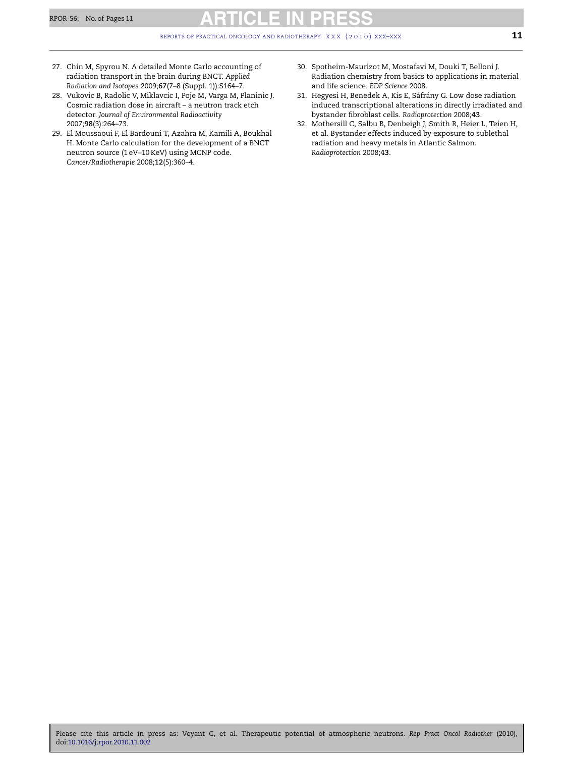27. Chin M, Spyrou N. A detailed Monte Carlo accounting of radiation transport in the brain during BNCT. *Applied Radiation and Isotopes* 2009;**67**(7–8 (Suppl. 1)):S164–7.
28. Vukovic B, Radolic V, Miklavcic I, Poje M, Varga M, Planinic J. Cosmic radiation dose in aircraft – a neutron track etch detector. *Journal of Environmental Radioactivity* 2007;**98**(3):264–73.
29. El Moussaoui F, El Bardouni T, Azahra M, Kamili A, Boukhal H. Monte Carlo calculation for the development of a BNCT neutron source (1 eV–10 KeV) using MCNP code. *Cancer/Radiotherapie* 2008;**12**(5):360–4.
30. Spotheim-Maurizot M, Mostafavi M, Douki T, Belloni J. Radiation chemistry from basics to applications in material and life science. *EDP Science* 2008.
31. Hegyesi H, Benedek A, Kis E, Sáfrány G. Low dose radiation induced transcriptional alterations in directly irradiated and bystander fibroblast cells. *Radioprotection* 2008;**43**.
32. Mothersill C, Salbu B, Denbeigh J, Smith R, Heier L, Teien H, et al. Bystander effects induced by exposure to sublethal radiation and heavy metals in Atlantic Salmon. *Radioprotection* 2008;**43**.

Please cite this article in press as: Voyant C, et al. Therapeutic potential of atmospheric neutrons. *Rep Pract Oncol Radiother* (2010), doi:10.1016/j.rpor.2010.11.002